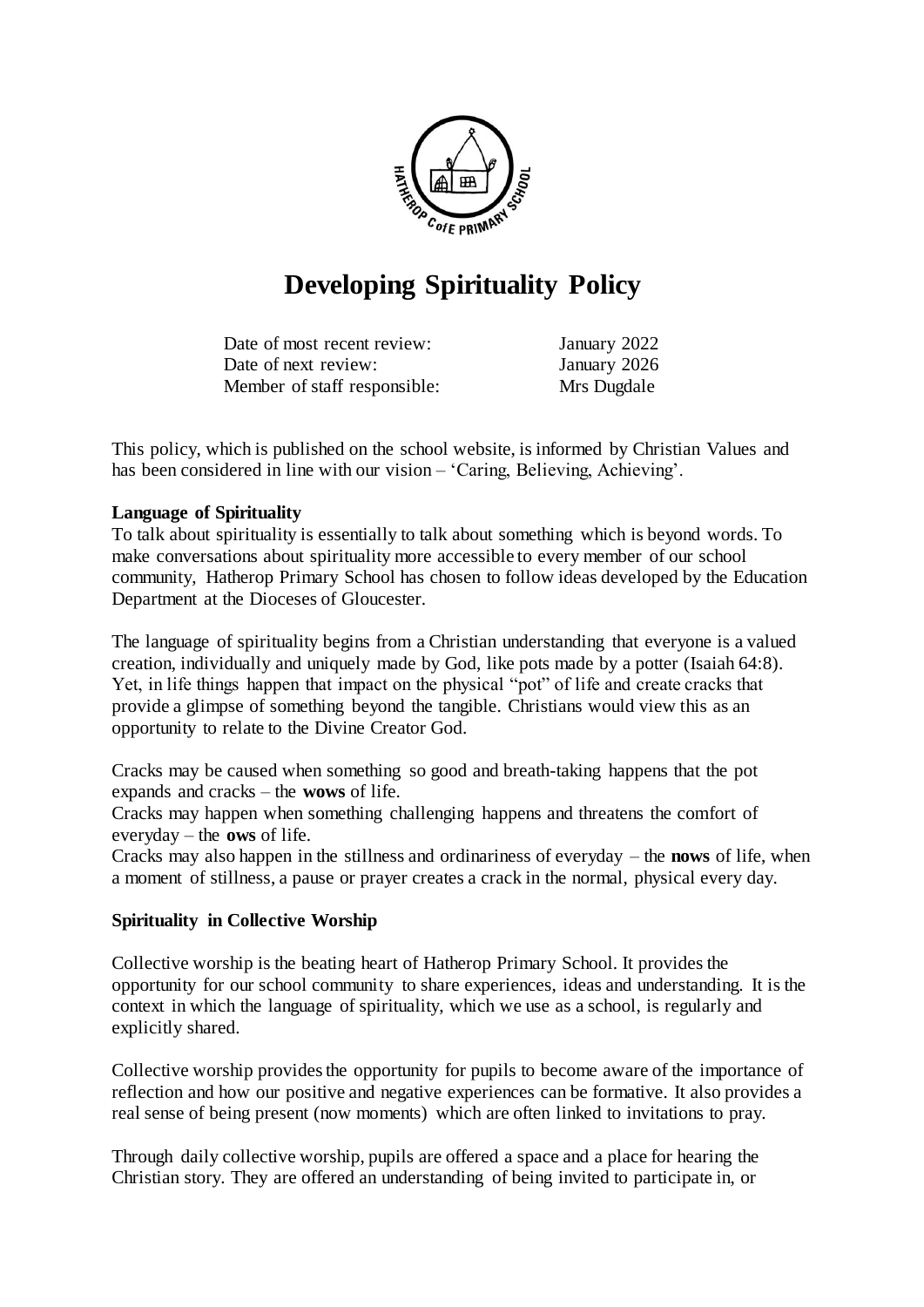# Developing Spirituality Policy

| | |
|---|---|
| Date of most recent review: | January 2022 |
| Date of next review: | January 2026 |
| Member of staff responsible: | Mrs Dugdale |

This policy, which is published on the school website, is informed by Christian Values and has been considered in line with our vision – 'Caring, Believing, Achieving'.

**Language of Spirituality**

To talk about spirituality is essentially to talk about something which is beyond words. To make conversations about spirituality more accessible to every member of our school community, Hatherop Primary School has chosen to follow ideas developed by the Education Department at the Dioceses of Gloucester.

The language of spirituality begins from a Christian understanding that everyone is a valued creation, individually and uniquely made by God, like pots made by a potter (Isaiah 64:8). Yet, in life things happen that impact on the physical "pot" of life and create cracks that provide a glimpse of something beyond the tangible. Christians would view this as an opportunity to relate to the Divine Creator God.

Cracks may be caused when something so good and breath-taking happens that the pot expands and cracks – the **wows** of life.

Cracks may happen when something challenging happens and threatens the comfort of everyday – the **ows** of life.

Cracks may also happen in the stillness and ordinariness of everyday – the **nows** of life, when a moment of stillness, a pause or prayer creates a crack in the normal, physical every day.

**Spirituality in Collective Worship**

Collective worship is the beating heart of Hatherop Primary School. It provides the opportunity for our school community to share experiences, ideas and understanding. It is the context in which the language of spirituality, which we use as a school, is regularly and explicitly shared.

Collective worship provides the opportunity for pupils to become aware of the importance of reflection and how our positive and negative experiences can be formative. It also provides a real sense of being present (now moments) which are often linked to invitations to pray.

Through daily collective worship, pupils are offered a space and a place for hearing the Christian story. They are offered an understanding of being invited to participate in, or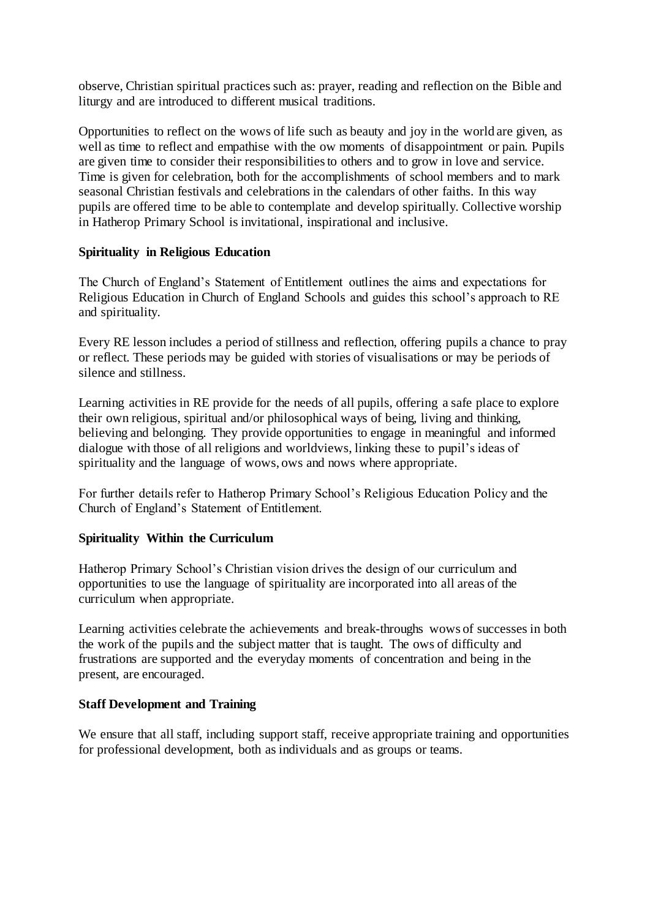observe, Christian spiritual practices such as: prayer, reading and reflection on the Bible and liturgy and are introduced to different musical traditions.

Opportunities to reflect on the wows of life such as beauty and joy in the world are given, as well as time to reflect and empathise with the ow moments of disappointment or pain. Pupils are given time to consider their responsibilities to others and to grow in love and service. Time is given for celebration, both for the accomplishments of school members and to mark seasonal Christian festivals and celebrations in the calendars of other faiths. In this way pupils are offered time to be able to contemplate and develop spiritually. Collective worship in Hatherop Primary School is invitational, inspirational and inclusive.

**Spirituality in Religious Education**

The Church of England's Statement of Entitlement outlines the aims and expectations for Religious Education in Church of England Schools and guides this school's approach to RE and spirituality.

Every RE lesson includes a period of stillness and reflection, offering pupils a chance to pray or reflect. These periods may be guided with stories of visualisations or may be periods of silence and stillness.

Learning activities in RE provide for the needs of all pupils, offering a safe place to explore their own religious, spiritual and/or philosophical ways of being, living and thinking, believing and belonging. They provide opportunities to engage in meaningful and informed dialogue with those of all religions and worldviews, linking these to pupil's ideas of spirituality and the language of wows, ows and nows where appropriate.

For further details refer to Hatherop Primary School's Religious Education Policy and the Church of England's Statement of Entitlement.

**Spirituality Within the Curriculum**

Hatherop Primary School's Christian vision drives the design of our curriculum and opportunities to use the language of spirituality are incorporated into all areas of the curriculum when appropriate.

Learning activities celebrate the achievements and break-throughs wows of successes in both the work of the pupils and the subject matter that is taught. The ows of difficulty and frustrations are supported and the everyday moments of concentration and being in the present, are encouraged.

**Staff Development and Training**

We ensure that all staff, including support staff, receive appropriate training and opportunities for professional development, both as individuals and as groups or teams.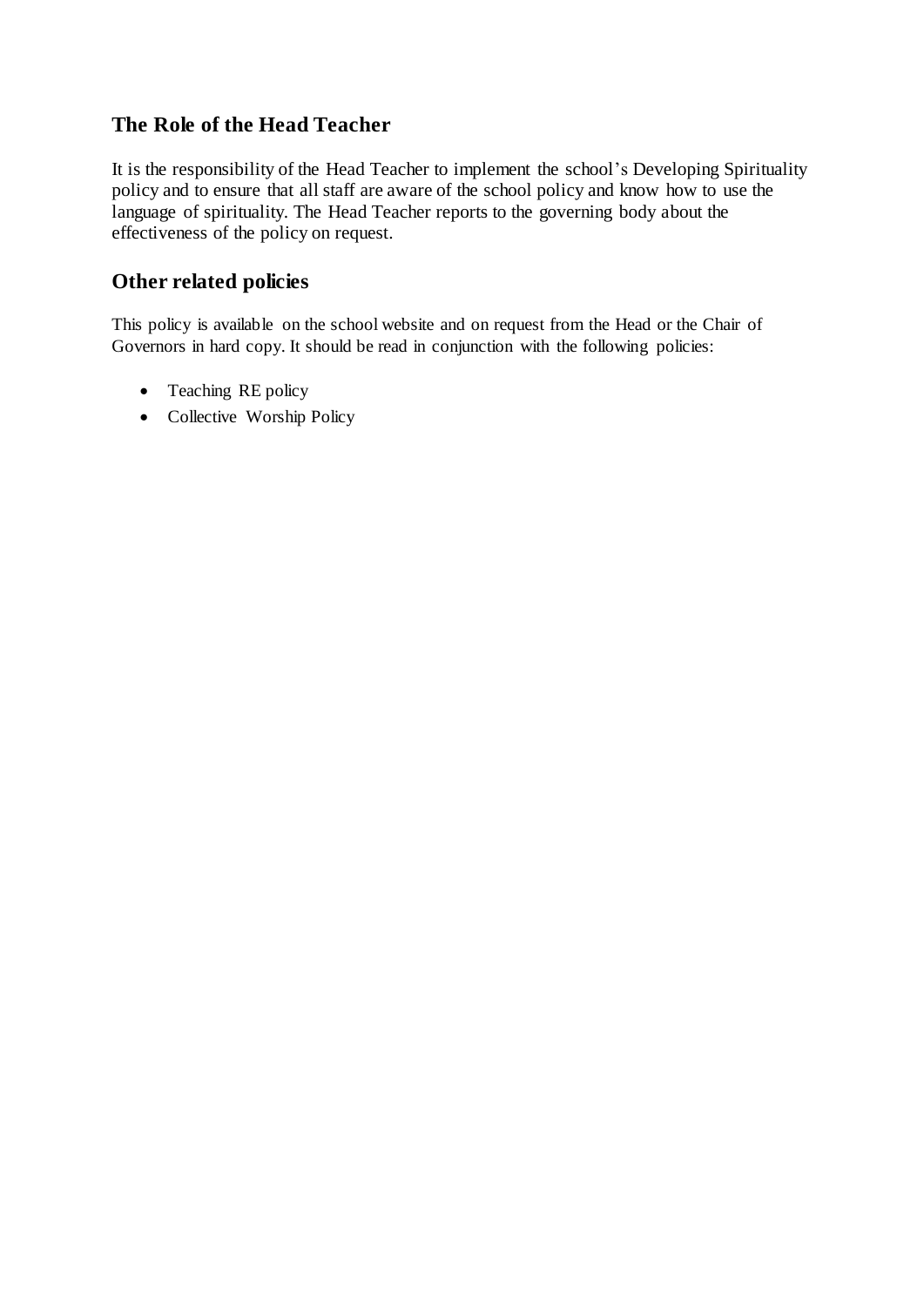## The Role of the Head Teacher

It is the responsibility of the Head Teacher to implement the school's Developing Spirituality policy and to ensure that all staff are aware of the school policy and know how to use the language of spirituality. The Head Teacher reports to the governing body about the effectiveness of the policy on request.

## Other related policies

This policy is available on the school website and on request from the Head or the Chair of Governors in hard copy. It should be read in conjunction with the following policies:

- Teaching RE policy
- Collective Worship Policy